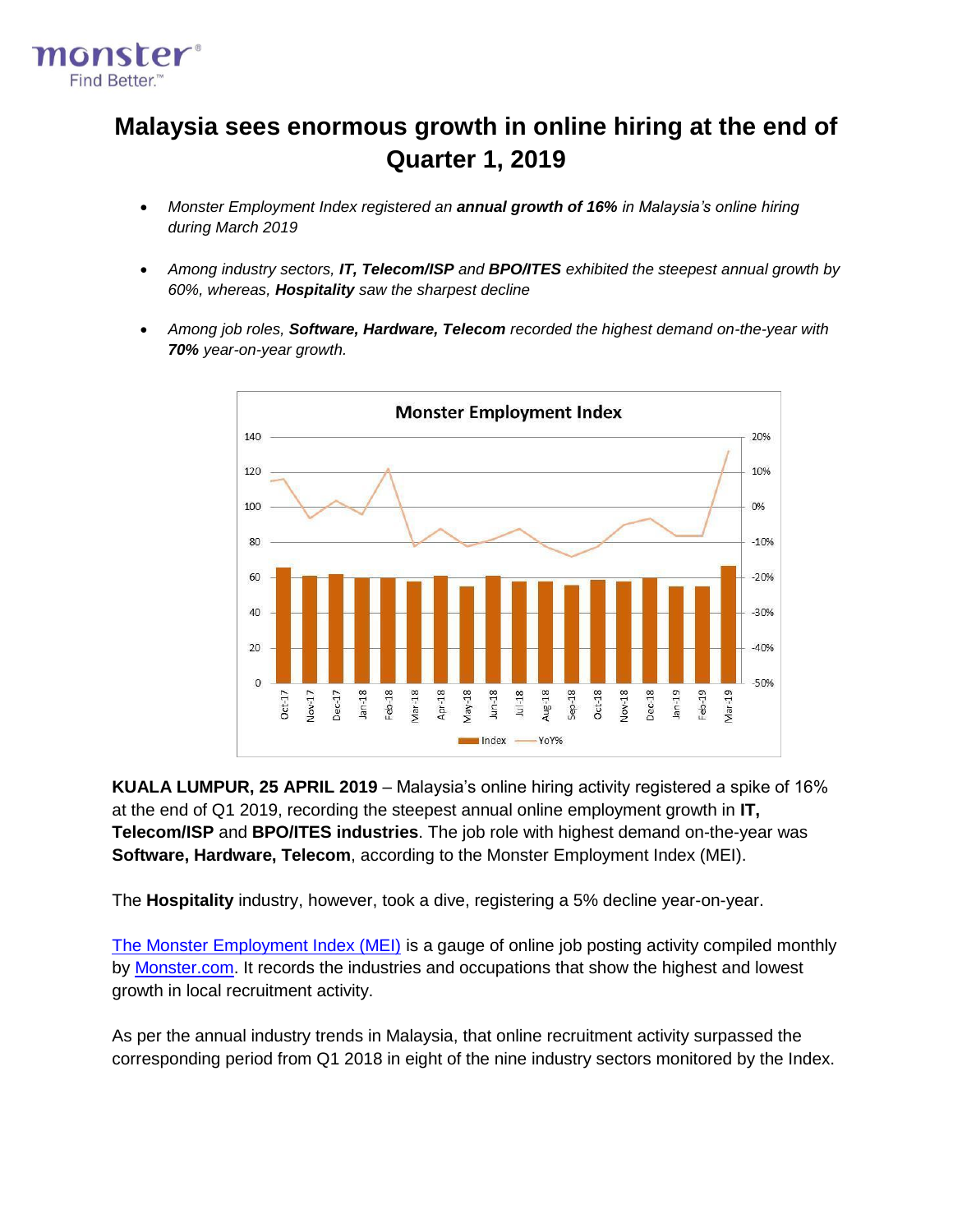# Malaysia sees enormous growth in online hiring at the end of Quarter 1, 2019

- *Monster Employment Index registered an **annual growth of 16%** in Malaysia's online hiring during March 2019*
- *Among industry sectors, **IT, Telecom/ISP** and **BPO/ITES** exhibited the steepest annual growth by 60%, whereas, **Hospitality** saw the sharpest decline*
- *Among job roles, **Software, Hardware, Telecom** recorded the highest demand on-the-year with **70%** year-on-year growth.*

**KUALA LUMPUR, 25 APRIL 2019** – Malaysia's online hiring activity registered a spike of 16% at the end of Q1 2019, recording the steepest annual online employment growth in **IT, Telecom/ISP** and **BPO/ITES industries**. The job role with highest demand on-the-year was **Software, Hardware, Telecom**, according to the Monster Employment Index (MEI).

The **Hospitality** industry, however, took a dive, registering a 5% decline year-on-year.

The Monster Employment Index (MEI) is a gauge of online job posting activity compiled monthly by Monster.com. It records the industries and occupations that show the highest and lowest growth in local recruitment activity.

As per the annual industry trends in Malaysia, that online recruitment activity surpassed the corresponding period from Q1 2018 in eight of the nine industry sectors monitored by the Index.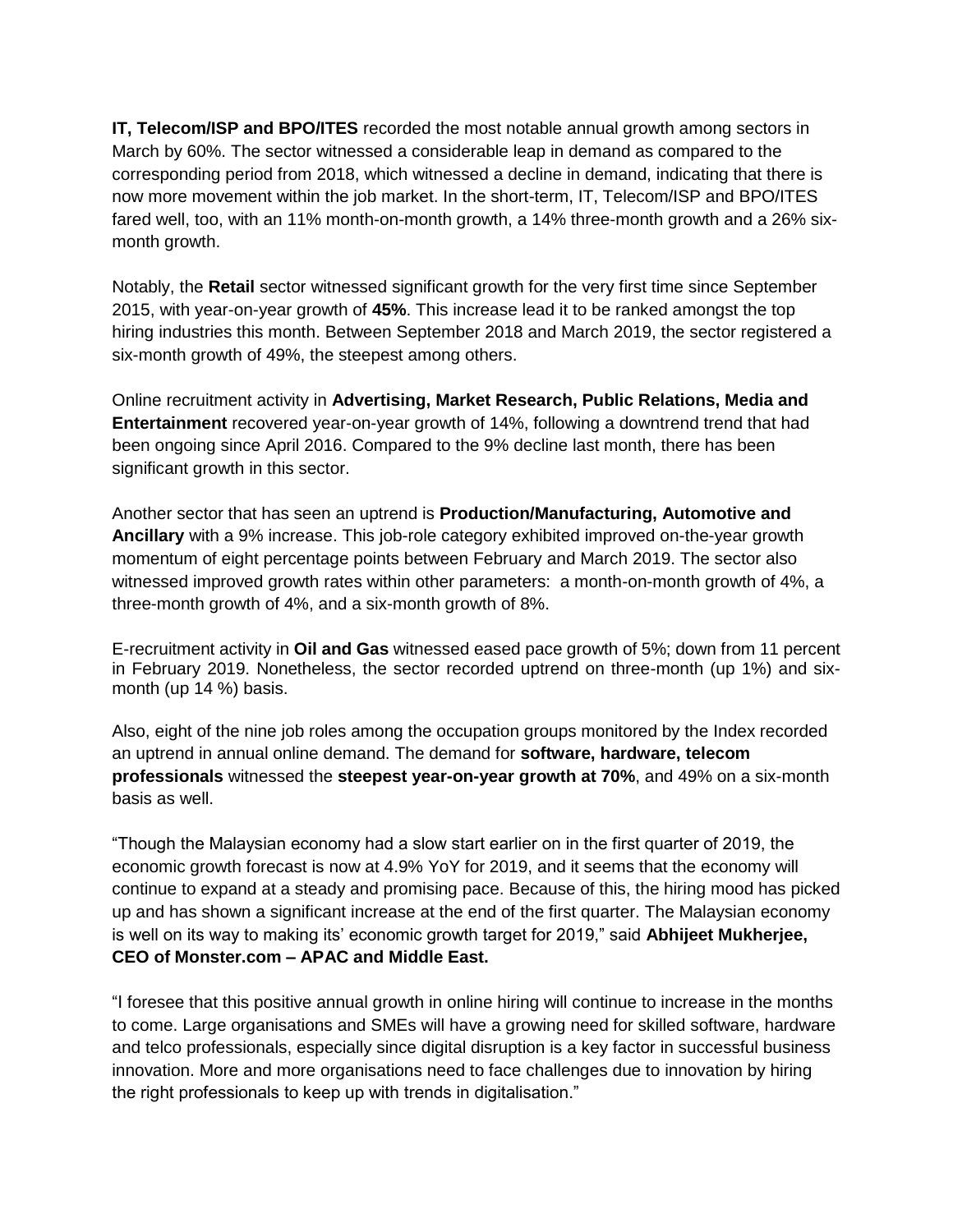**IT, Telecom/ISP and BPO/ITES** recorded the most notable annual growth among sectors in March by 60%. The sector witnessed a considerable leap in demand as compared to the corresponding period from 2018, which witnessed a decline in demand, indicating that there is now more movement within the job market. In the short-term, IT, Telecom/ISP and BPO/ITES fared well, too, with an 11% month-on-month growth, a 14% three-month growth and a 26% six-month growth.

Notably, the **Retail** sector witnessed significant growth for the very first time since September 2015, with year-on-year growth of **45%**. This increase lead it to be ranked amongst the top hiring industries this month. Between September 2018 and March 2019, the sector registered a six-month growth of 49%, the steepest among others.

Online recruitment activity in **Advertising, Market Research, Public Relations, Media and Entertainment** recovered year-on-year growth of 14%, following a downtrend trend that had been ongoing since April 2016. Compared to the 9% decline last month, there has been significant growth in this sector.

Another sector that has seen an uptrend is **Production/Manufacturing, Automotive and Ancillary** with a 9% increase. This job-role category exhibited improved on-the-year growth momentum of eight percentage points between February and March 2019. The sector also witnessed improved growth rates within other parameters: a month-on-month growth of 4%, a three-month growth of 4%, and a six-month growth of 8%.

E-recruitment activity in **Oil and Gas** witnessed eased pace growth of 5%; down from 11 percent in February 2019. Nonetheless, the sector recorded uptrend on three-month (up 1%) and six-month (up 14 %) basis.

Also, eight of the nine job roles among the occupation groups monitored by the Index recorded an uptrend in annual online demand. The demand for **software, hardware, telecom professionals** witnessed the **steepest year-on-year growth at 70%**, and 49% on a six-month basis as well.

"Though the Malaysian economy had a slow start earlier on in the first quarter of 2019, the economic growth forecast is now at 4.9% YoY for 2019, and it seems that the economy will continue to expand at a steady and promising pace. Because of this, the hiring mood has picked up and has shown a significant increase at the end of the first quarter. The Malaysian economy is well on its way to making its' economic growth target for 2019," said **Abhijeet Mukherjee, CEO of Monster.com – APAC and Middle East.**

"I foresee that this positive annual growth in online hiring will continue to increase in the months to come. Large organisations and SMEs will have a growing need for skilled software, hardware and telco professionals, especially since digital disruption is a key factor in successful business innovation. More and more organisations need to face challenges due to innovation by hiring the right professionals to keep up with trends in digitalisation."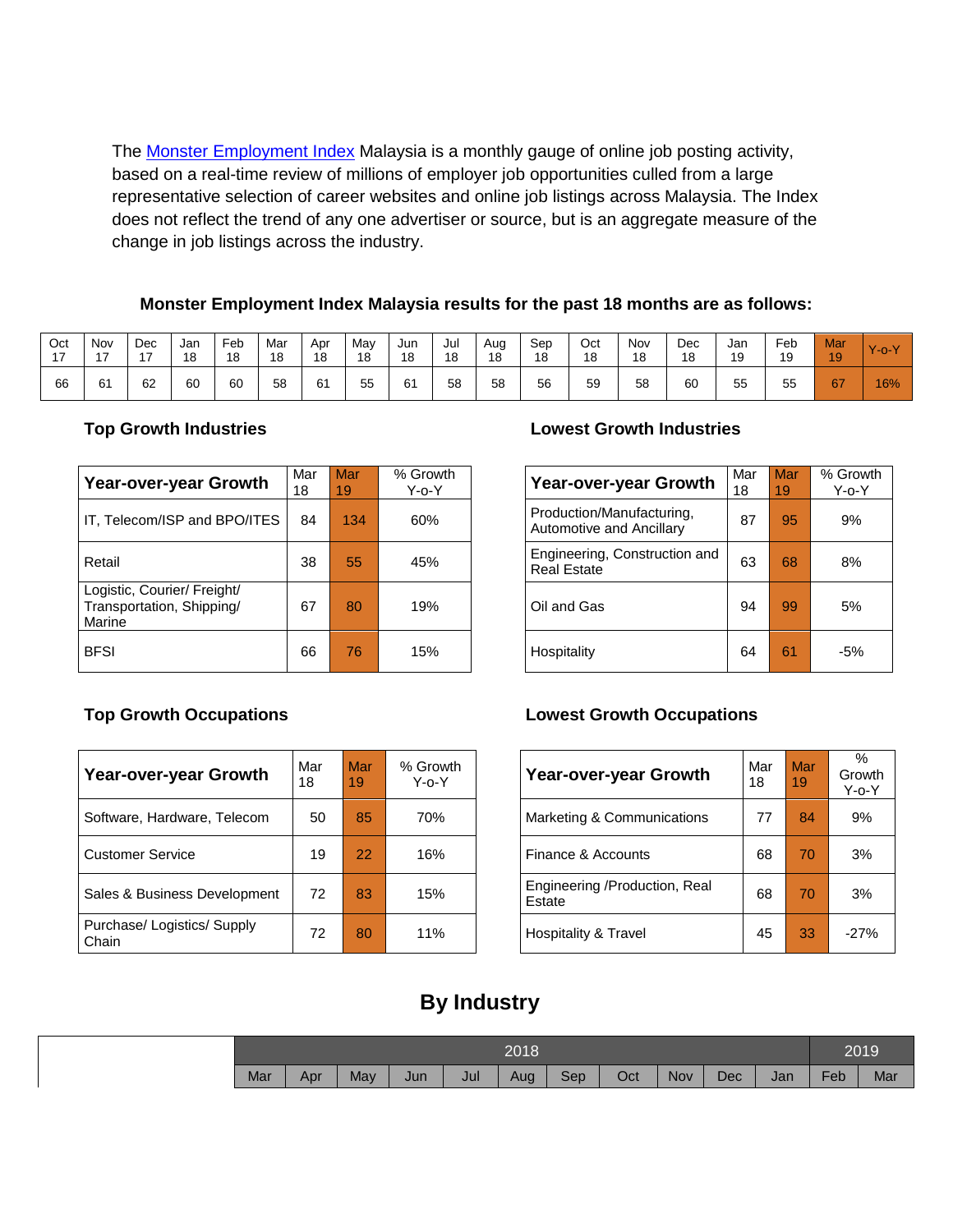The [Monster Employment Index](#) Malaysia is a monthly gauge of online job posting activity, based on a real-time review of millions of employer job opportunities culled from a large representative selection of career websites and online job listings across Malaysia. The Index does not reflect the trend of any one advertiser or source, but is an aggregate measure of the change in job listings across the industry.

**Monster Employment Index Malaysia results for the past 18 months are as follows:**

| Oct 17 | Nov 17 | Dec 17 | Jan 18 | Feb 18 | Mar 18 | Apr 18 | May 18 | Jun 18 | Jul 18 | Aug 18 | Sep 18 | Oct 18 | Nov 18 | Dec 18 | Jan 19 | Feb 19 | Mar 19 | Y-o-Y |
|---|---|---|---|---|---|---|---|---|---|---|---|---|---|---|---|---|---|---|
| 66 | 61 | 62 | 60 | 60 | 58 | 61 | 55 | 61 | 58 | 58 | 56 | 59 | 58 | 60 | 55 | 55 | 67 | 16% |

### Top Growth Industries

| Year-over-year Growth | Mar 18 | Mar 19 | % Growth Y-o-Y |
|---|---|---|---|
| IT, Telecom/ISP and BPO/ITES | 84 | 134 | 60% |
| Retail | 38 | 55 | 45% |
| Logistic, Courier/ Freight/ Transportation, Shipping/ Marine | 67 | 80 | 19% |
| BFSI | 66 | 76 | 15% |

### Lowest Growth Industries

| Year-over-year Growth | Mar 18 | Mar 19 | % Growth Y-o-Y |
|---|---|---|---|
| Production/Manufacturing, Automotive and Ancillary | 87 | 95 | 9% |
| Engineering, Construction and Real Estate | 63 | 68 | 8% |
| Oil and Gas | 94 | 99 | 5% |
| Hospitality | 64 | 61 | -5% |

### Top Growth Occupations

| Year-over-year Growth | Mar 18 | Mar 19 | % Growth Y-o-Y |
|---|---|---|---|
| Software, Hardware, Telecom | 50 | 85 | 70% |
| Customer Service | 19 | 22 | 16% |
| Sales & Business Development | 72 | 83 | 15% |
| Purchase/ Logistics/ Supply Chain | 72 | 80 | 11% |

### Lowest Growth Occupations

| Year-over-year Growth | Mar 18 | Mar 19 | % Growth Y-o-Y |
|---|---|---|---|
| Marketing & Communications | 77 | 84 | 9% |
| Finance & Accounts | 68 | 70 | 3% |
| Engineering /Production, Real Estate | 68 | 70 | 3% |
| Hospitality & Travel | 45 | 33 | -27% |

## By Industry

| | 2018 | | | | | | | | | | 2019 | |
|---|---|---|---|---|---|---|---|---|---|---|---|---|
| | Mar | Apr | May | Jun | Jul | Aug | Sep | Oct | Nov | Dec | Jan | Feb | Mar |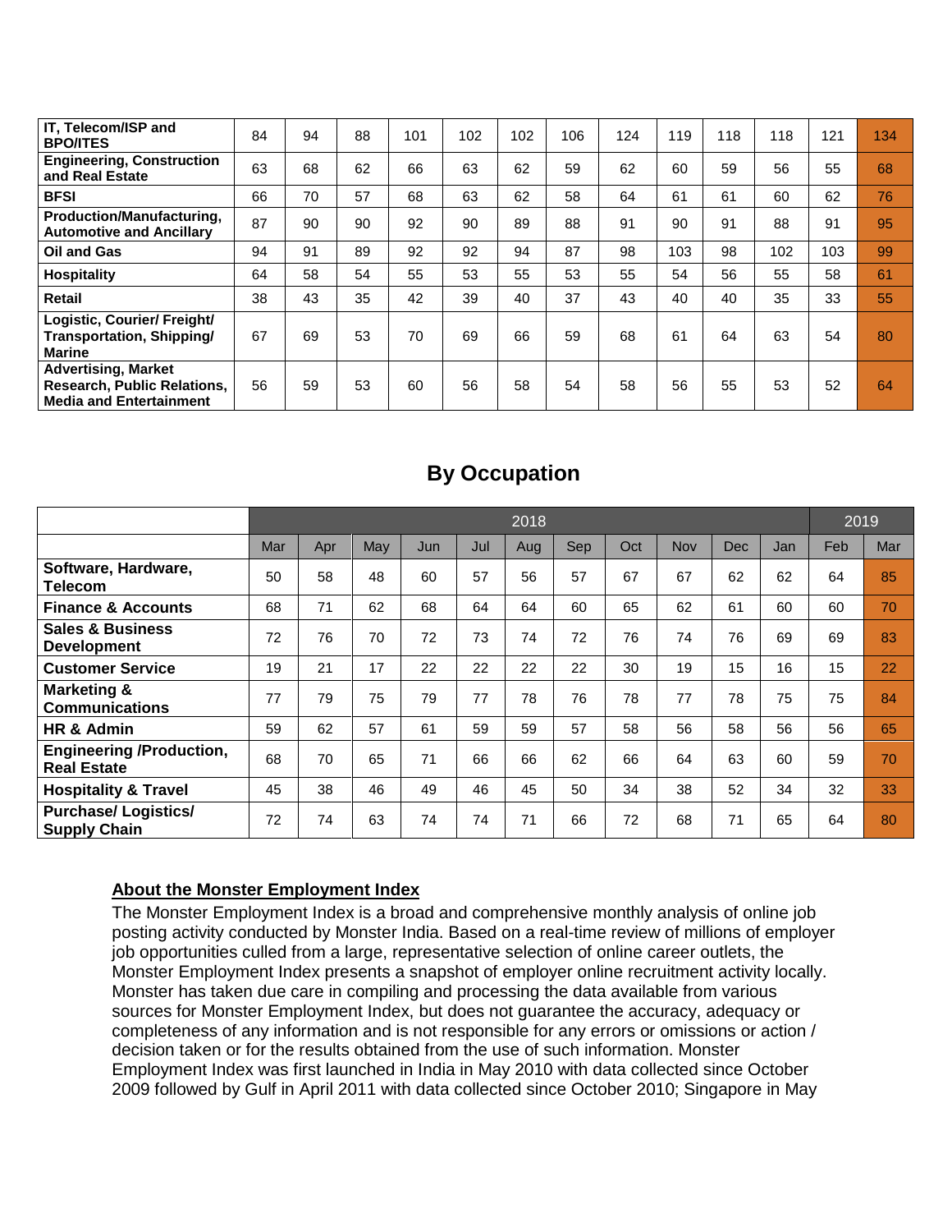| | | | | | | | | | | | | | |
|---|---|---|---|---|---|---|---|---|---|---|---|---|---|
| **IT, Telecom/ISP and BPO/ITES** | 84 | 94 | 88 | 101 | 102 | 102 | 106 | 124 | 119 | 118 | 118 | 121 | 134 |
| **Engineering, Construction and Real Estate** | 63 | 68 | 62 | 66 | 63 | 62 | 59 | 62 | 60 | 59 | 56 | 55 | 68 |
| **BFSI** | 66 | 70 | 57 | 68 | 63 | 62 | 58 | 64 | 61 | 61 | 60 | 62 | 76 |
| **Production/Manufacturing, Automotive and Ancillary** | 87 | 90 | 90 | 92 | 90 | 89 | 88 | 91 | 90 | 91 | 88 | 91 | 95 |
| **Oil and Gas** | 94 | 91 | 89 | 92 | 92 | 94 | 87 | 98 | 103 | 98 | 102 | 103 | 99 |
| **Hospitality** | 64 | 58 | 54 | 55 | 53 | 55 | 53 | 55 | 54 | 56 | 55 | 58 | 61 |
| **Retail** | 38 | 43 | 35 | 42 | 39 | 40 | 37 | 43 | 40 | 40 | 35 | 33 | 55 |
| **Logistic, Courier/ Freight/ Transportation, Shipping/ Marine** | 67 | 69 | 53 | 70 | 69 | 66 | 59 | 68 | 61 | 64 | 63 | 54 | 80 |
| **Advertising, Market Research, Public Relations, Media and Entertainment** | 56 | 59 | 53 | 60 | 56 | 58 | 54 | 58 | 56 | 55 | 53 | 52 | 64 |

## By Occupation

| | 2018 | | | | | | | | | | | 2019 | |
|---|---|---|---|---|---|---|---|---|---|---|---|---|---|
| | Mar | Apr | May | Jun | Jul | Aug | Sep | Oct | Nov | Dec | Jan | Feb | Mar |
| **Software, Hardware, Telecom** | 50 | 58 | 48 | 60 | 57 | 56 | 57 | 67 | 67 | 62 | 62 | 64 | 85 |
| **Finance & Accounts** | 68 | 71 | 62 | 68 | 64 | 64 | 60 | 65 | 62 | 61 | 60 | 60 | 70 |
| **Sales & Business Development** | 72 | 76 | 70 | 72 | 73 | 74 | 72 | 76 | 74 | 76 | 69 | 69 | 83 |
| **Customer Service** | 19 | 21 | 17 | 22 | 22 | 22 | 22 | 30 | 19 | 15 | 16 | 15 | 22 |
| **Marketing & Communications** | 77 | 79 | 75 | 79 | 77 | 78 | 76 | 78 | 77 | 78 | 75 | 75 | 84 |
| **HR & Admin** | 59 | 62 | 57 | 61 | 59 | 59 | 57 | 58 | 56 | 58 | 56 | 56 | 65 |
| **Engineering /Production, Real Estate** | 68 | 70 | 65 | 71 | 66 | 66 | 62 | 66 | 64 | 63 | 60 | 59 | 70 |
| **Hospitality & Travel** | 45 | 38 | 46 | 49 | 46 | 45 | 50 | 34 | 38 | 52 | 34 | 32 | 33 |
| **Purchase/ Logistics/ Supply Chain** | 72 | 74 | 63 | 74 | 74 | 71 | 66 | 72 | 68 | 71 | 65 | 64 | 80 |

**About the Monster Employment Index**

The Monster Employment Index is a broad and comprehensive monthly analysis of online job posting activity conducted by Monster India. Based on a real-time review of millions of employer job opportunities culled from a large, representative selection of online career outlets, the Monster Employment Index presents a snapshot of employer online recruitment activity locally. Monster has taken due care in compiling and processing the data available from various sources for Monster Employment Index, but does not guarantee the accuracy, adequacy or completeness of any information and is not responsible for any errors or omissions or action / decision taken or for the results obtained from the use of such information. Monster Employment Index was first launched in India in May 2010 with data collected since October 2009 followed by Gulf in April 2011 with data collected since October 2010; Singapore in May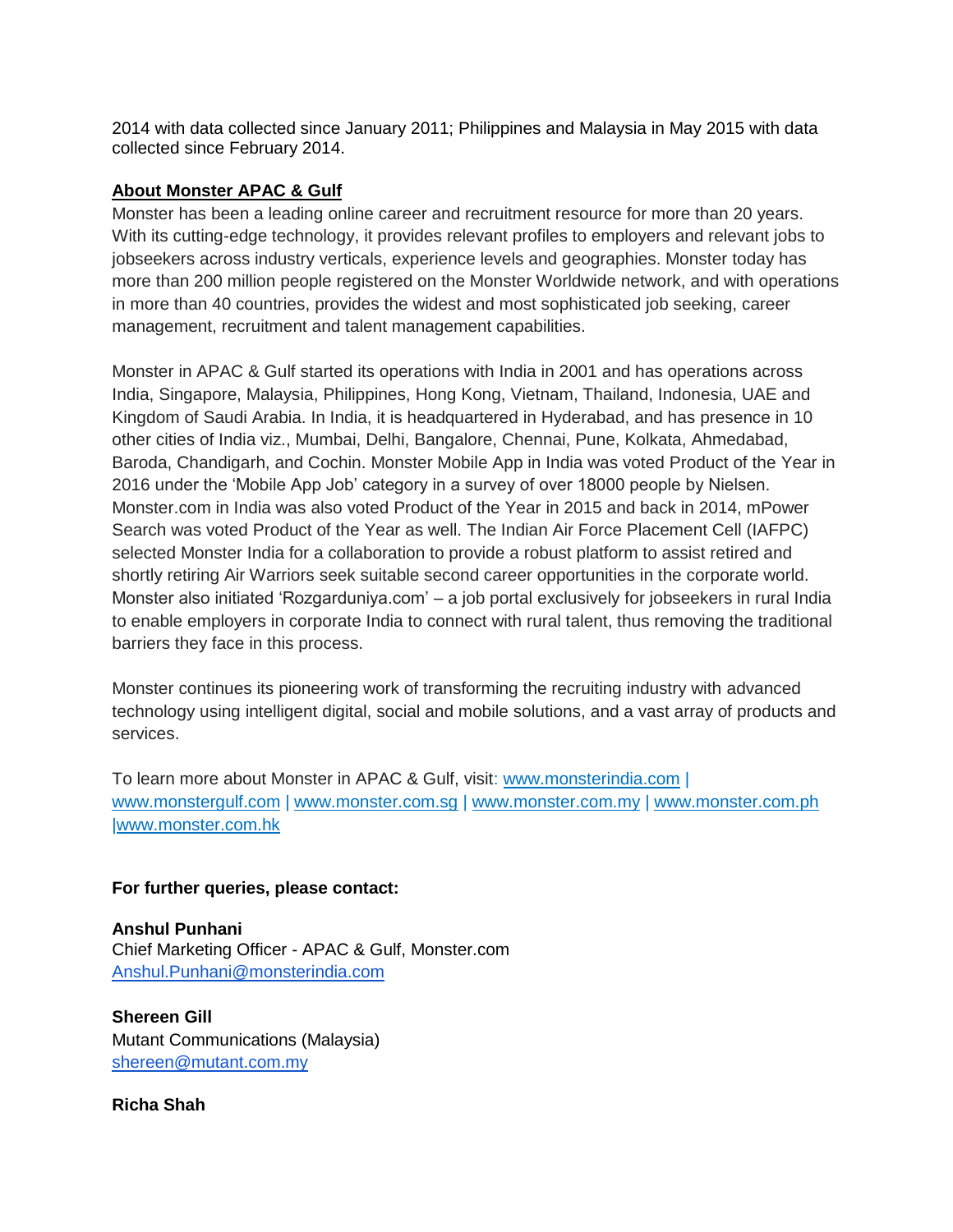2014 with data collected since January 2011; Philippines and Malaysia in May 2015 with data collected since February 2014.

## About Monster APAC & Gulf

Monster has been a leading online career and recruitment resource for more than 20 years. With its cutting-edge technology, it provides relevant profiles to employers and relevant jobs to jobseekers across industry verticals, experience levels and geographies. Monster today has more than 200 million people registered on the Monster Worldwide network, and with operations in more than 40 countries, provides the widest and most sophisticated job seeking, career management, recruitment and talent management capabilities.

Monster in APAC & Gulf started its operations with India in 2001 and has operations across India, Singapore, Malaysia, Philippines, Hong Kong, Vietnam, Thailand, Indonesia, UAE and Kingdom of Saudi Arabia. In India, it is headquartered in Hyderabad, and has presence in 10 other cities of India viz., Mumbai, Delhi, Bangalore, Chennai, Pune, Kolkata, Ahmedabad, Baroda, Chandigarh, and Cochin. Monster Mobile App in India was voted Product of the Year in 2016 under the 'Mobile App Job' category in a survey of over 18000 people by Nielsen. Monster.com in India was also voted Product of the Year in 2015 and back in 2014, mPower Search was voted Product of the Year as well. The Indian Air Force Placement Cell (IAFPC) selected Monster India for a collaboration to provide a robust platform to assist retired and shortly retiring Air Warriors seek suitable second career opportunities in the corporate world. Monster also initiated 'Rozgarduniya.com' – a job portal exclusively for jobseekers in rural India to enable employers in corporate India to connect with rural talent, thus removing the traditional barriers they face in this process.

Monster continues its pioneering work of transforming the recruiting industry with advanced technology using intelligent digital, social and mobile solutions, and a vast array of products and services.

To learn more about Monster in APAC & Gulf, visit: www.monsterindia.com | www.monstergulf.com | www.monster.com.sg | www.monster.com.my | www.monster.com.ph |www.monster.com.hk

**For further queries, please contact:**

**Anshul Punhani**
Chief Marketing Officer - APAC & Gulf, Monster.com
Anshul.Punhani@monsterindia.com

**Shereen Gill**
Mutant Communications (Malaysia)
shereen@mutant.com.my

**Richa Shah**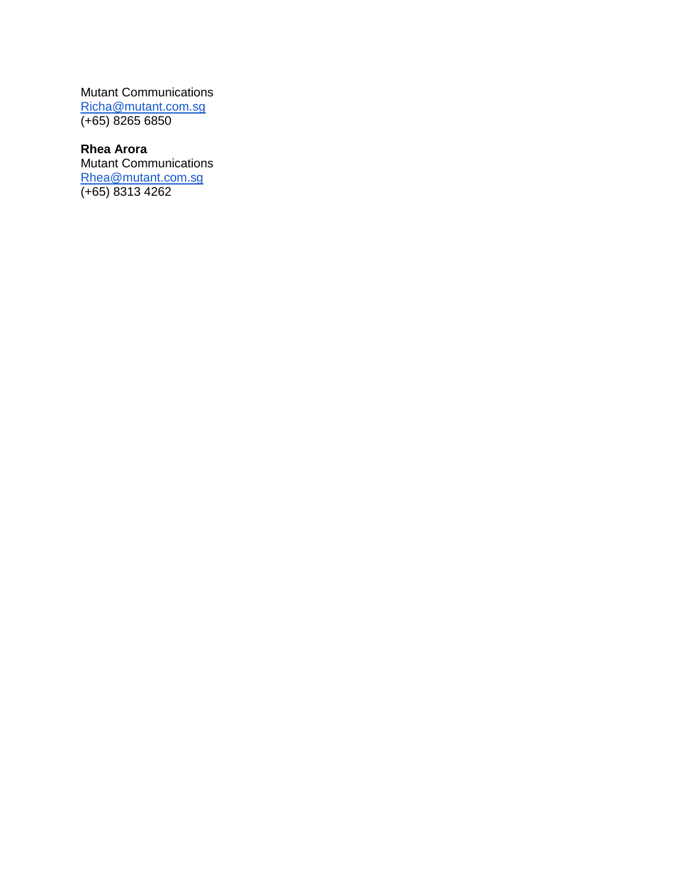Mutant Communications
Richa@mutant.com.sg
(+65) 8265 6850

**Rhea Arora**
Mutant Communications
Rhea@mutant.com.sg
(+65) 8313 4262